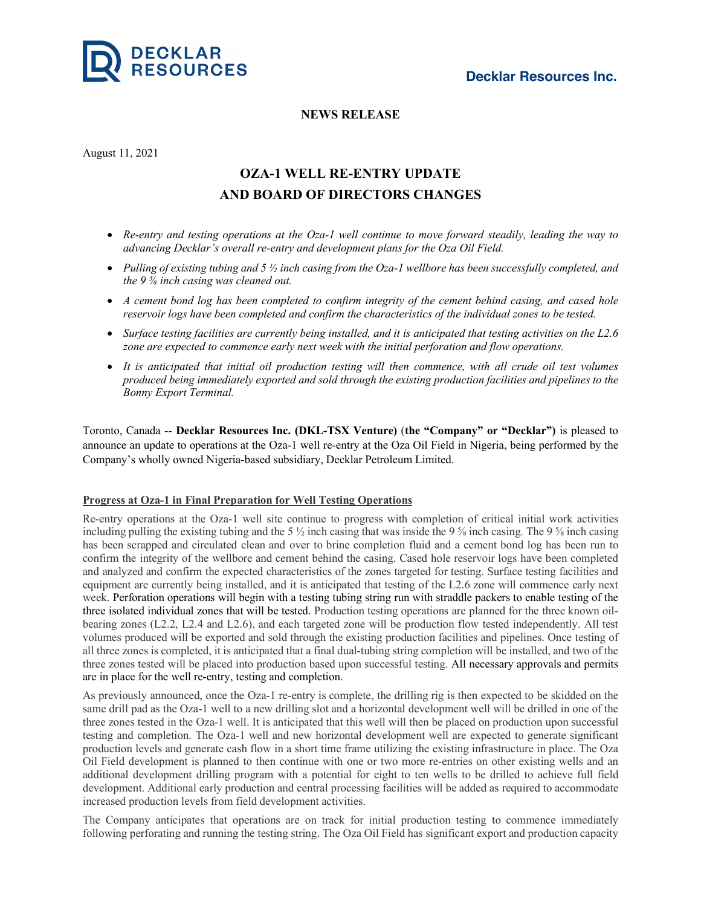Decklar Resources Inc.

**NEWS RELEASE**

August 11, 2021

# OZA-1 WELL RE-ENTRY UPDATE AND BOARD OF DIRECTORS CHANGES

- *Re-entry and testing operations at the Oza-1 well continue to move forward steadily, leading the way to advancing Decklar's overall re-entry and development plans for the Oza Oil Field.*
- *Pulling of existing tubing and 5 ½ inch casing from the Oza-1 wellbore has been successfully completed, and the 9 ⅝ inch casing was cleaned out.*
- *A cement bond log has been completed to confirm integrity of the cement behind casing, and cased hole reservoir logs have been completed and confirm the characteristics of the individual zones to be tested.*
- *Surface testing facilities are currently being installed, and it is anticipated that testing activities on the L2.6 zone are expected to commence early next week with the initial perforation and flow operations.*
- *It is anticipated that initial oil production testing will then commence, with all crude oil test volumes produced being immediately exported and sold through the existing production facilities and pipelines to the Bonny Export Terminal.*

Toronto, Canada -- **Decklar Resources Inc. (DKL-TSX Venture)** (**the "Company" or "Decklar")** is pleased to announce an update to operations at the Oza-1 well re-entry at the Oza Oil Field in Nigeria, being performed by the Company's wholly owned Nigeria-based subsidiary, Decklar Petroleum Limited.

**Progress at Oza-1 in Final Preparation for Well Testing Operations**

Re-entry operations at the Oza-1 well site continue to progress with completion of critical initial work activities including pulling the existing tubing and the 5 ½ inch casing that was inside the 9 ⅝ inch casing. The 9 ⅝ inch casing has been scrapped and circulated clean and over to brine completion fluid and a cement bond log has been run to confirm the integrity of the wellbore and cement behind the casing. Cased hole reservoir logs have been completed and analyzed and confirm the expected characteristics of the zones targeted for testing. Surface testing facilities and equipment are currently being installed, and it is anticipated that testing of the L2.6 zone will commence early next week. Perforation operations will begin with a testing tubing string run with straddle packers to enable testing of the three isolated individual zones that will be tested. Production testing operations are planned for the three known oil-bearing zones (L2.2, L2.4 and L2.6), and each targeted zone will be production flow tested independently. All test volumes produced will be exported and sold through the existing production facilities and pipelines. Once testing of all three zones is completed, it is anticipated that a final dual-tubing string completion will be installed, and two of the three zones tested will be placed into production based upon successful testing. All necessary approvals and permits are in place for the well re-entry, testing and completion.

As previously announced, once the Oza-1 re-entry is complete, the drilling rig is then expected to be skidded on the same drill pad as the Oza-1 well to a new drilling slot and a horizontal development well will be drilled in one of the three zones tested in the Oza-1 well. It is anticipated that this well will then be placed on production upon successful testing and completion. The Oza-1 well and new horizontal development well are expected to generate significant production levels and generate cash flow in a short time frame utilizing the existing infrastructure in place. The Oza Oil Field development is planned to then continue with one or two more re-entries on other existing wells and an additional development drilling program with a potential for eight to ten wells to be drilled to achieve full field development. Additional early production and central processing facilities will be added as required to accommodate increased production levels from field development activities.

The Company anticipates that operations are on track for initial production testing to commence immediately following perforating and running the testing string. The Oza Oil Field has significant export and production capacity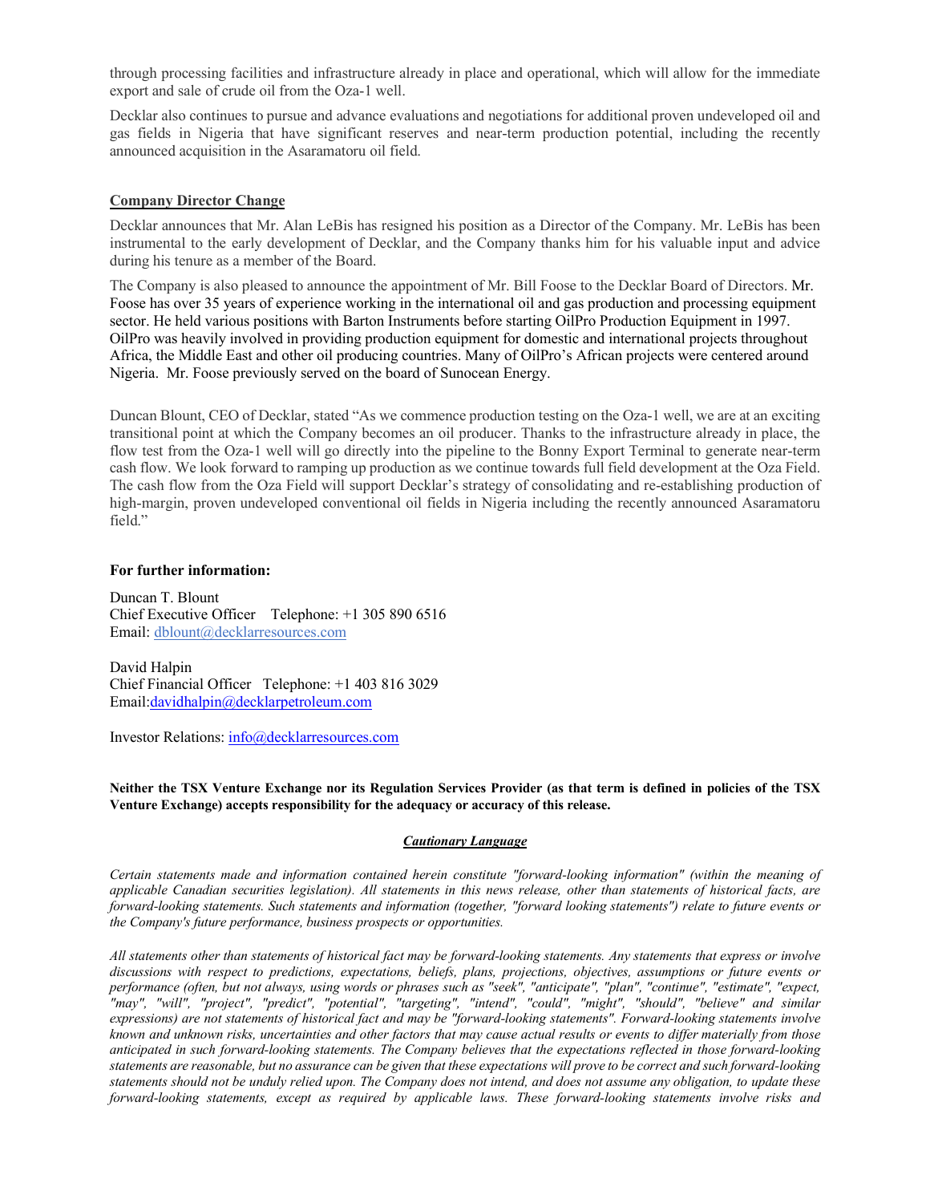through processing facilities and infrastructure already in place and operational, which will allow for the immediate export and sale of crude oil from the Oza-1 well.

Decklar also continues to pursue and advance evaluations and negotiations for additional proven undeveloped oil and gas fields in Nigeria that have significant reserves and near-term production potential, including the recently announced acquisition in the Asaramatoru oil field.

**Company Director Change**

Decklar announces that Mr. Alan LeBis has resigned his position as a Director of the Company. Mr. LeBis has been instrumental to the early development of Decklar, and the Company thanks him for his valuable input and advice during his tenure as a member of the Board.

The Company is also pleased to announce the appointment of Mr. Bill Foose to the Decklar Board of Directors. Mr. Foose has over 35 years of experience working in the international oil and gas production and processing equipment sector. He held various positions with Barton Instruments before starting OilPro Production Equipment in 1997. OilPro was heavily involved in providing production equipment for domestic and international projects throughout Africa, the Middle East and other oil producing countries. Many of OilPro's African projects were centered around Nigeria. Mr. Foose previously served on the board of Sunocean Energy.

Duncan Blount, CEO of Decklar, stated "As we commence production testing on the Oza-1 well, we are at an exciting transitional point at which the Company becomes an oil producer. Thanks to the infrastructure already in place, the flow test from the Oza-1 well will go directly into the pipeline to the Bonny Export Terminal to generate near-term cash flow. We look forward to ramping up production as we continue towards full field development at the Oza Field. The cash flow from the Oza Field will support Decklar's strategy of consolidating and re-establishing production of high-margin, proven undeveloped conventional oil fields in Nigeria including the recently announced Asaramatoru field."

**For further information:**

Duncan T. Blount
Chief Executive Officer Telephone: +1 305 890 6516
Email: dblount@decklarresources.com

David Halpin
Chief Financial Officer Telephone: +1 403 816 3029
Email:davidhalpin@decklarpetroleum.com

Investor Relations: info@decklarresources.com

**Neither the TSX Venture Exchange nor its Regulation Services Provider (as that term is defined in policies of the TSX Venture Exchange) accepts responsibility for the adequacy or accuracy of this release.**

***Cautionary Language***

*Certain statements made and information contained herein constitute "forward-looking information" (within the meaning of applicable Canadian securities legislation). All statements in this news release, other than statements of historical facts, are forward-looking statements. Such statements and information (together, "forward looking statements") relate to future events or the Company's future performance, business prospects or opportunities.*

*All statements other than statements of historical fact may be forward-looking statements. Any statements that express or involve discussions with respect to predictions, expectations, beliefs, plans, projections, objectives, assumptions or future events or performance (often, but not always, using words or phrases such as "seek", "anticipate", "plan", "continue", "estimate", "expect, "may", "will", "project", "predict", "potential", "targeting", "intend", "could", "might", "should", "believe" and similar expressions) are not statements of historical fact and may be "forward-looking statements". Forward-looking statements involve known and unknown risks, uncertainties and other factors that may cause actual results or events to differ materially from those anticipated in such forward-looking statements. The Company believes that the expectations reflected in those forward-looking statements are reasonable, but no assurance can be given that these expectations will prove to be correct and such forward-looking statements should not be unduly relied upon. The Company does not intend, and does not assume any obligation, to update these forward-looking statements, except as required by applicable laws. These forward-looking statements involve risks and*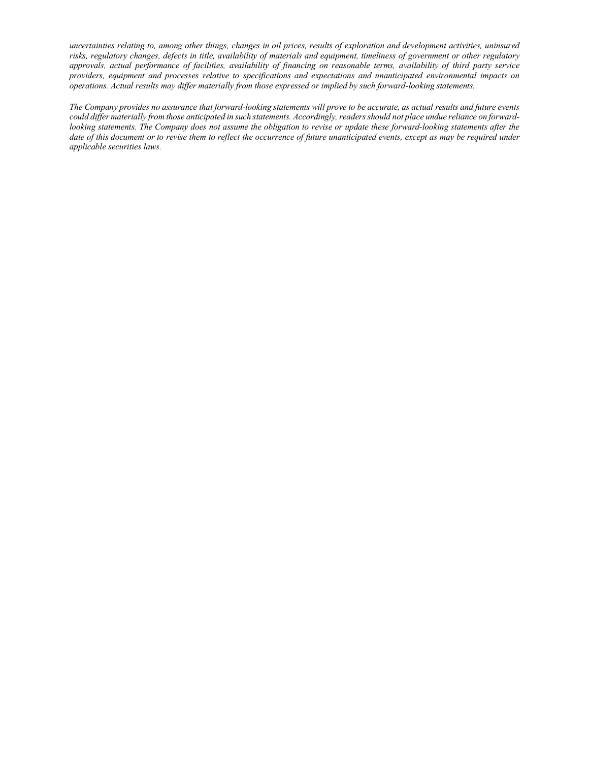*uncertainties relating to, among other things, changes in oil prices, results of exploration and development activities, uninsured risks, regulatory changes, defects in title, availability of materials and equipment, timeliness of government or other regulatory approvals, actual performance of facilities, availability of financing on reasonable terms, availability of third party service providers, equipment and processes relative to specifications and expectations and unanticipated environmental impacts on operations. Actual results may differ materially from those expressed or implied by such forward-looking statements.*

*The Company provides no assurance that forward-looking statements will prove to be accurate, as actual results and future events could differ materially from those anticipated in such statements. Accordingly, readers should not place undue reliance on forward-looking statements. The Company does not assume the obligation to revise or update these forward-looking statements after the date of this document or to revise them to reflect the occurrence of future unanticipated events, except as may be required under applicable securities laws.*